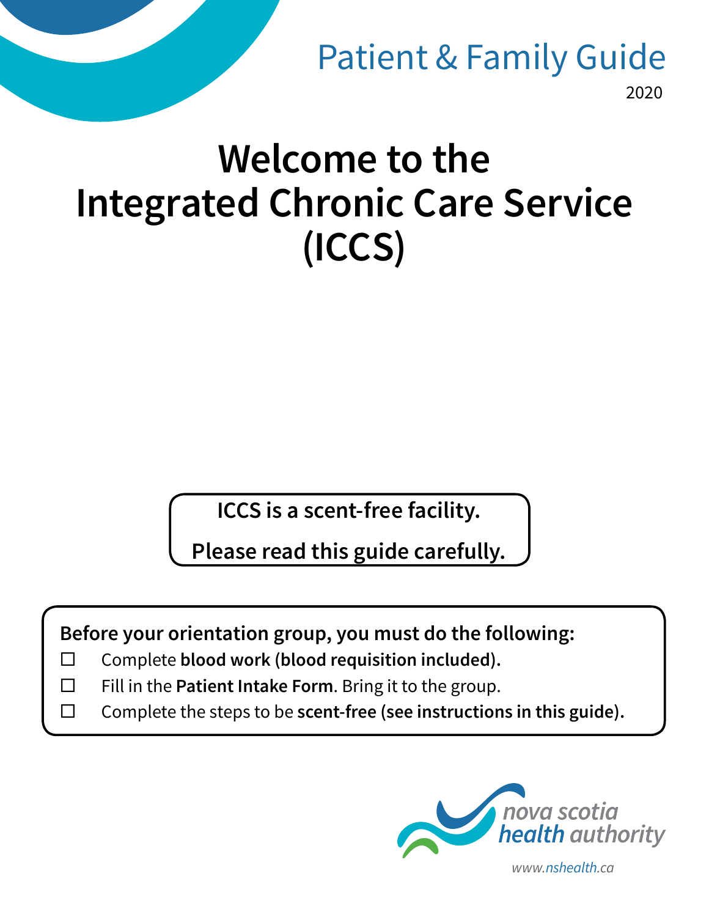Patient & Family Guide

2020

# Welcome to the Integrated Chronic Care Service (ICCS)

**ICCS is a scent-free facility.**

**Please read this guide carefully.**

**Before your orientation group, you must do the following:**

- ☐ Complete **blood work (blood requisition included).**
- ☐ Fill in the **Patient Intake Form**. Bring it to the group.
- ☐ Complete the steps to be **scent-free (see instructions in this guide).**

nova scotia health authority

www.nshealth.ca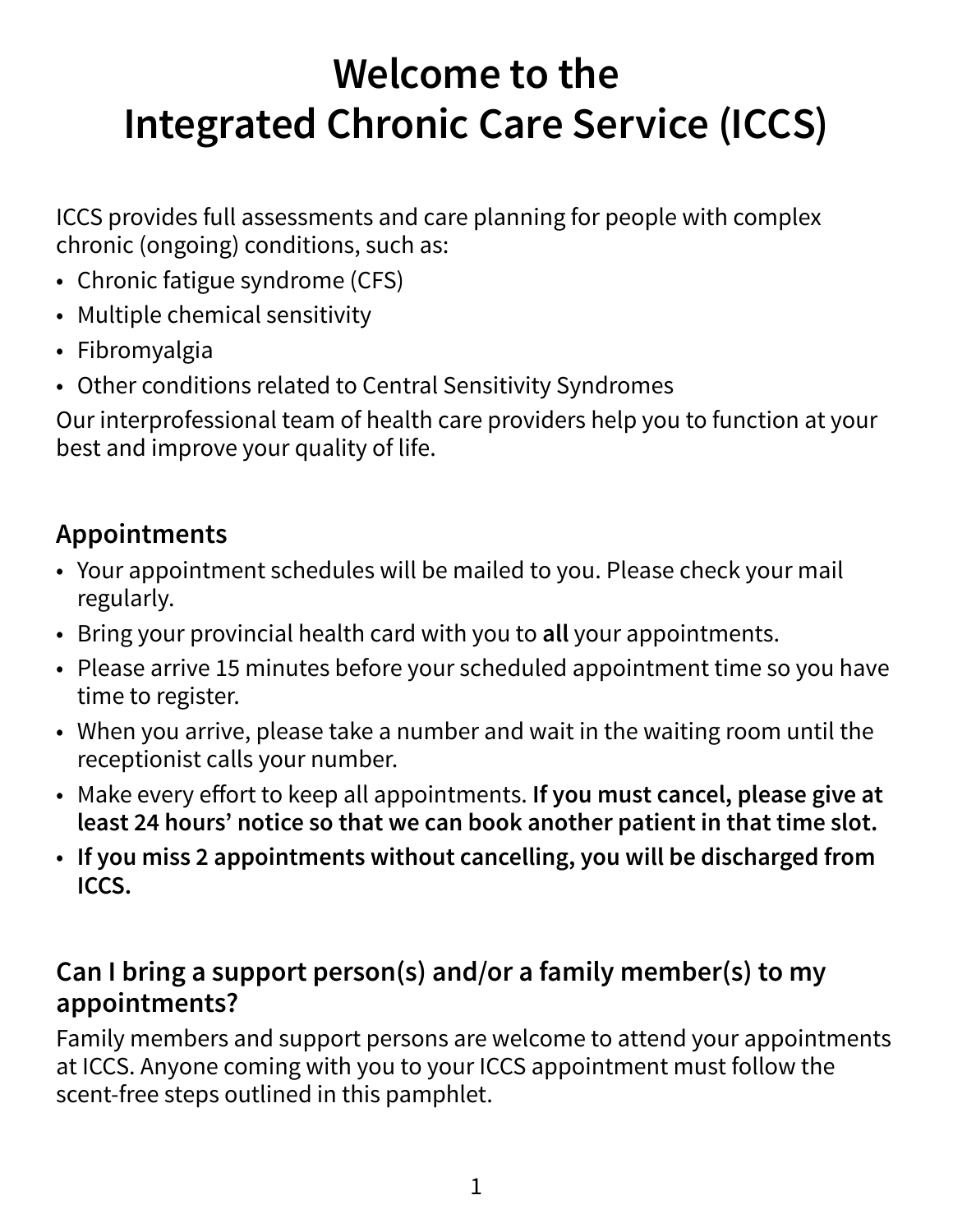# Welcome to the Integrated Chronic Care Service (ICCS)

ICCS provides full assessments and care planning for people with complex chronic (ongoing) conditions, such as:

- Chronic fatigue syndrome (CFS)
- Multiple chemical sensitivity
- Fibromyalgia
- Other conditions related to Central Sensitivity Syndromes

Our interprofessional team of health care providers help you to function at your best and improve your quality of life.

## Appointments

- Your appointment schedules will be mailed to you. Please check your mail regularly.
- Bring your provincial health card with you to **all** your appointments.
- Please arrive 15 minutes before your scheduled appointment time so you have time to register.
- When you arrive, please take a number and wait in the waiting room until the receptionist calls your number.
- Make every effort to keep all appointments. **If you must cancel, please give at least 24 hours' notice so that we can book another patient in that time slot.**
- **If you miss 2 appointments without cancelling, you will be discharged from ICCS.**

## Can I bring a support person(s) and/or a family member(s) to my appointments?

Family members and support persons are welcome to attend your appointments at ICCS. Anyone coming with you to your ICCS appointment must follow the scent-free steps outlined in this pamphlet.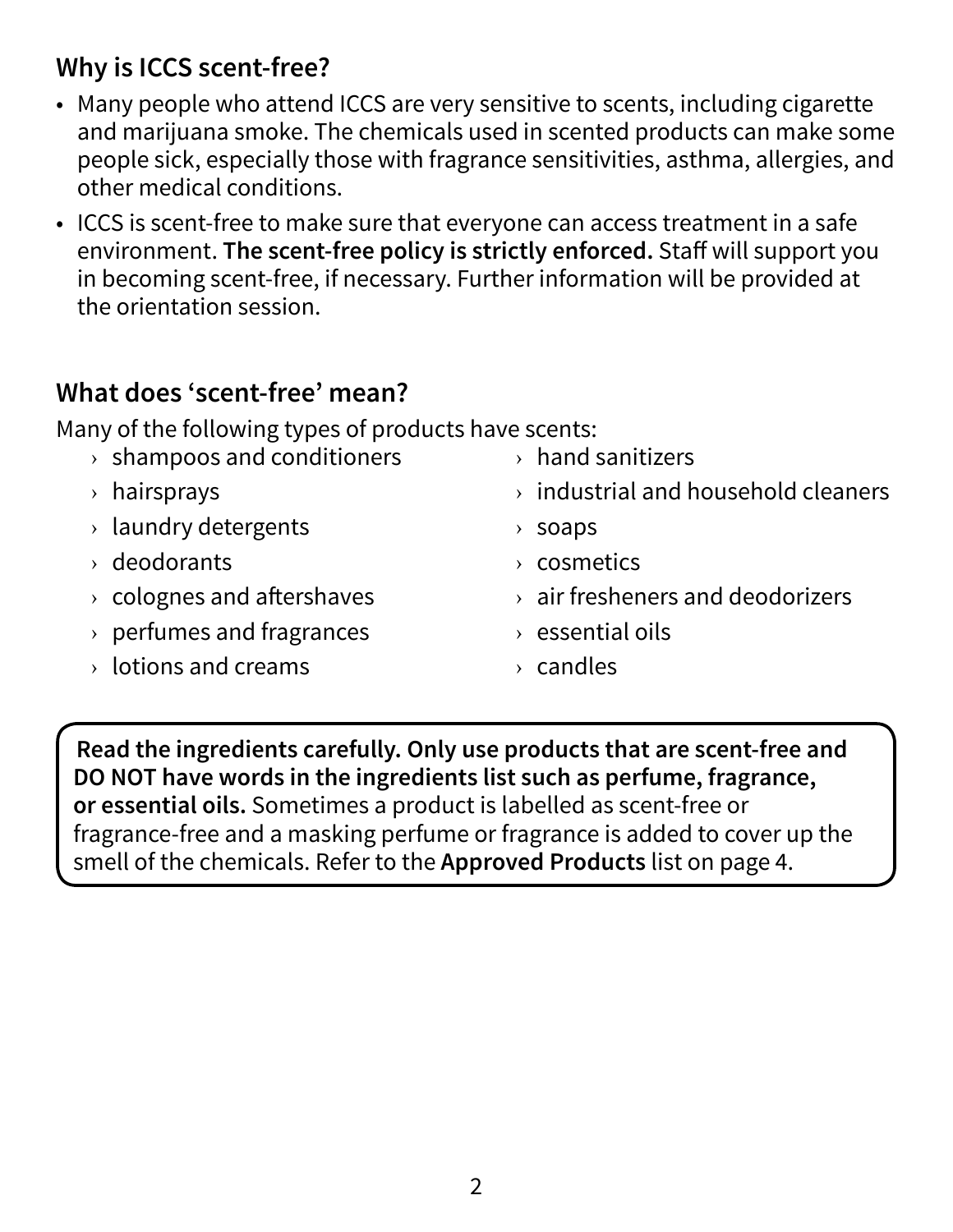## Why is ICCS scent-free?

- Many people who attend ICCS are very sensitive to scents, including cigarette and marijuana smoke. The chemicals used in scented products can make some people sick, especially those with fragrance sensitivities, asthma, allergies, and other medical conditions.
- ICCS is scent-free to make sure that everyone can access treatment in a safe environment. **The scent-free policy is strictly enforced.** Staff will support you in becoming scent-free, if necessary. Further information will be provided at the orientation session.

## What does 'scent-free' mean?

Many of the following types of products have scents:

- shampoos and conditioners
- hairsprays
- laundry detergents
- deodorants
- colognes and aftershaves
- perfumes and fragrances
- lotions and creams
- hand sanitizers
- industrial and household cleaners
- soaps
- cosmetics
- air fresheners and deodorizers
- essential oils
- candles

**Read the ingredients carefully. Only use products that are scent-free and DO NOT have words in the ingredients list such as perfume, fragrance, or essential oils.** Sometimes a product is labelled as scent-free or fragrance-free and a masking perfume or fragrance is added to cover up the smell of the chemicals. Refer to the **Approved Products** list on page 4.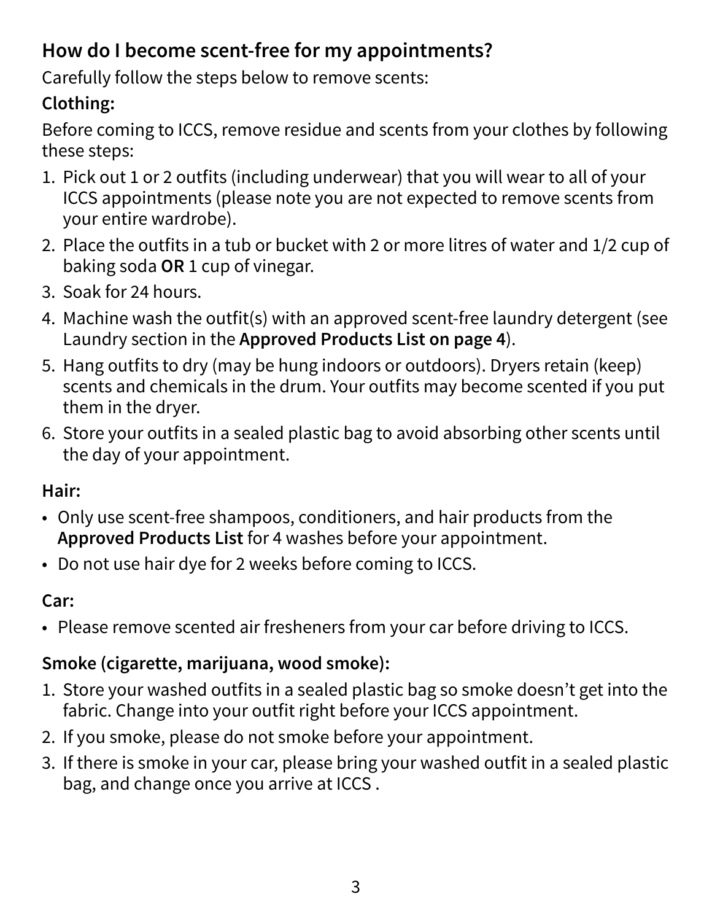## How do I become scent-free for my appointments?

Carefully follow the steps below to remove scents:

**Clothing:**

Before coming to ICCS, remove residue and scents from your clothes by following these steps:

1. Pick out 1 or 2 outfits (including underwear) that you will wear to all of your ICCS appointments (please note you are not expected to remove scents from your entire wardrobe).
2. Place the outfits in a tub or bucket with 2 or more litres of water and 1/2 cup of baking soda **OR** 1 cup of vinegar.
3. Soak for 24 hours.
4. Machine wash the outfit(s) with an approved scent-free laundry detergent (see Laundry section in the **Approved Products List on page 4**).
5. Hang outfits to dry (may be hung indoors or outdoors). Dryers retain (keep) scents and chemicals in the drum. Your outfits may become scented if you put them in the dryer.
6. Store your outfits in a sealed plastic bag to avoid absorbing other scents until the day of your appointment.

**Hair:**

- Only use scent-free shampoos, conditioners, and hair products from the **Approved Products List** for 4 washes before your appointment.
- Do not use hair dye for 2 weeks before coming to ICCS.

**Car:**

- Please remove scented air fresheners from your car before driving to ICCS.

**Smoke (cigarette, marijuana, wood smoke):**

1. Store your washed outfits in a sealed plastic bag so smoke doesn't get into the fabric. Change into your outfit right before your ICCS appointment.
2. If you smoke, please do not smoke before your appointment.
3. If there is smoke in your car, please bring your washed outfit in a sealed plastic bag, and change once you arrive at ICCS .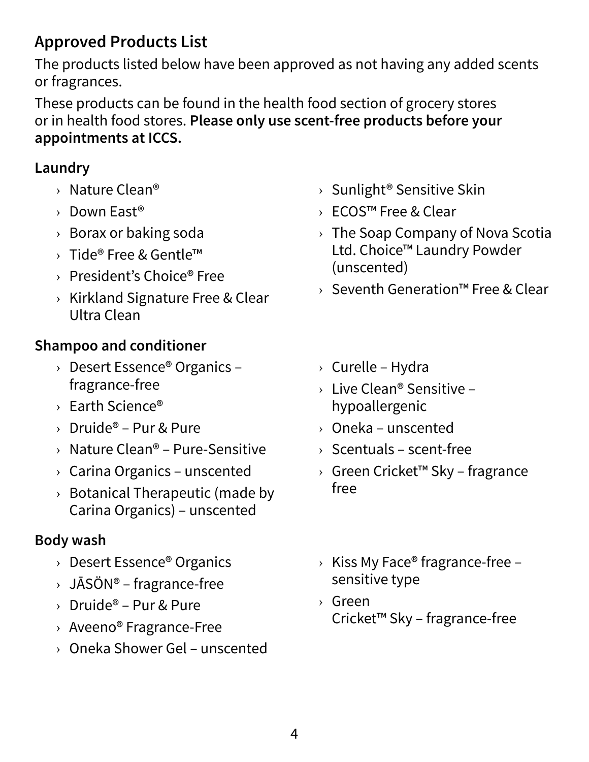## Approved Products List

The products listed below have been approved as not having any added scents or fragrances.

These products can be found in the health food section of grocery stores or in health food stores. **Please only use scent-free products before your appointments at ICCS.**

### Laundry

- Nature Clean®
- Down East®
- Borax or baking soda
- Tide® Free & Gentle™
- President's Choice® Free
- Kirkland Signature Free & Clear Ultra Clean
- Sunlight® Sensitive Skin
- ECOS™ Free & Clear
- The Soap Company of Nova Scotia Ltd. Choice™ Laundry Powder (unscented)
- Seventh Generation™ Free & Clear

### Shampoo and conditioner

- Desert Essence® Organics – fragrance-free
- Earth Science®
- Druide® – Pur & Pure
- Nature Clean® – Pure-Sensitive
- Carina Organics – unscented
- Botanical Therapeutic (made by Carina Organics) – unscented
- Curelle – Hydra
- Live Clean® Sensitive – hypoallergenic
- Oneka – unscented
- Scentuals – scent-free
- Green Cricket™ Sky – fragrance free

### Body wash

- Desert Essence® Organics
- JĀSÖN® – fragrance-free
- Druide® – Pur & Pure
- Aveeno® Fragrance-Free
- Oneka Shower Gel – unscented
- Kiss My Face® fragrance-free – sensitive type
- Green Cricket™ Sky – fragrance-free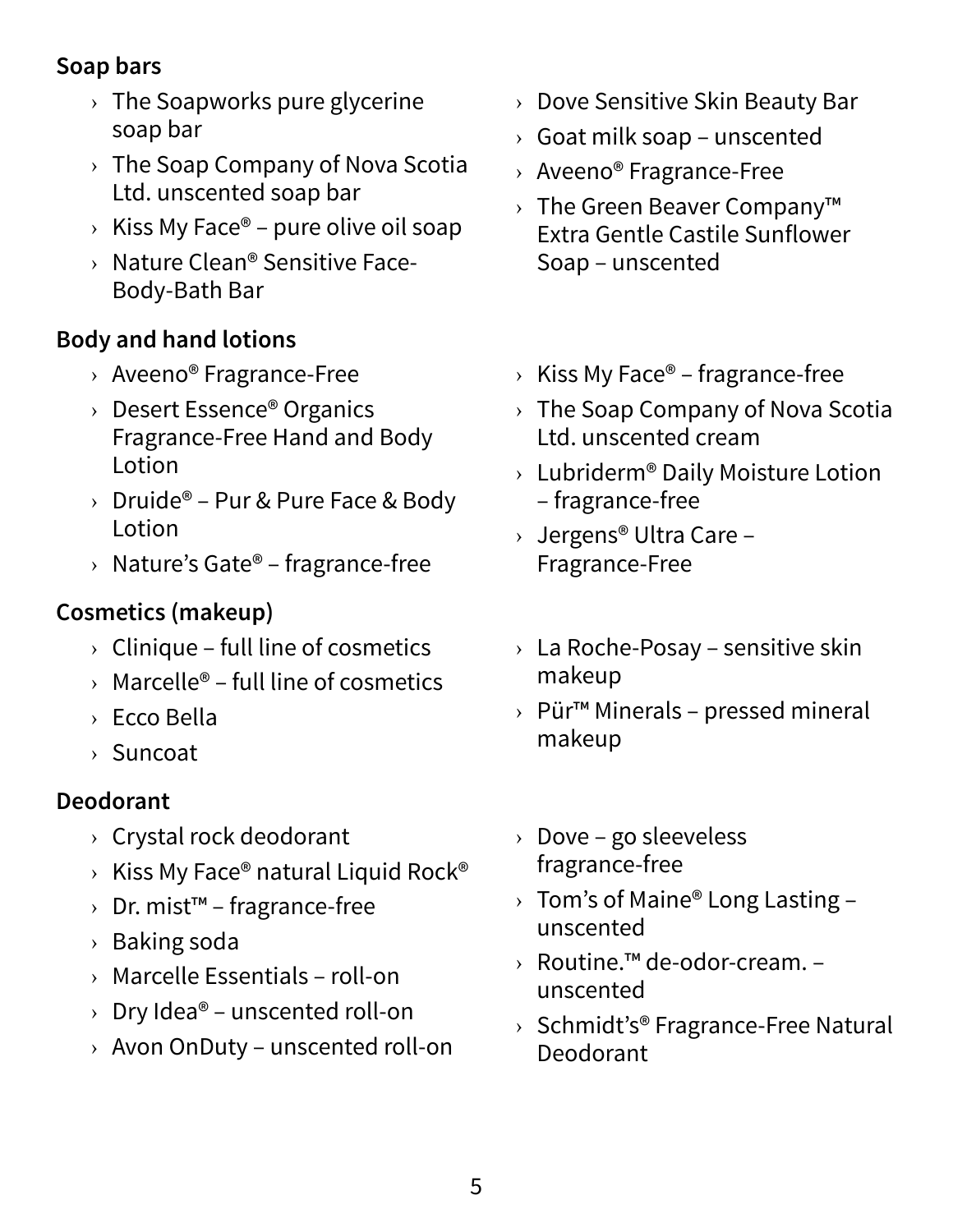**Soap bars**

- The Soapworks pure glycerine soap bar
- The Soap Company of Nova Scotia Ltd. unscented soap bar
- Kiss My Face® – pure olive oil soap
- Nature Clean® Sensitive Face-Body-Bath Bar
- Dove Sensitive Skin Beauty Bar
- Goat milk soap – unscented
- Aveeno® Fragrance-Free
- The Green Beaver Company™ Extra Gentle Castile Sunflower Soap – unscented

**Body and hand lotions**

- Aveeno® Fragrance-Free
- Desert Essence® Organics Fragrance-Free Hand and Body Lotion
- Druide® – Pur & Pure Face & Body Lotion
- Nature's Gate® – fragrance-free
- Kiss My Face® – fragrance-free
- The Soap Company of Nova Scotia Ltd. unscented cream
- Lubriderm® Daily Moisture Lotion – fragrance-free
- Jergens® Ultra Care – Fragrance-Free

**Cosmetics (makeup)**

- Clinique – full line of cosmetics
- Marcelle® – full line of cosmetics
- Ecco Bella
- Suncoat
- La Roche-Posay – sensitive skin makeup
- Pür™ Minerals – pressed mineral makeup

**Deodorant**

- Crystal rock deodorant
- Kiss My Face® natural Liquid Rock®
- Dr. mist™ – fragrance-free
- Baking soda
- Marcelle Essentials – roll-on
- Dry Idea® – unscented roll-on
- Avon OnDuty – unscented roll-on
- Dove – go sleeveless fragrance-free
- Tom's of Maine® Long Lasting – unscented
- Routine.™ de-odor-cream. – unscented
- Schmidt's® Fragrance-Free Natural Deodorant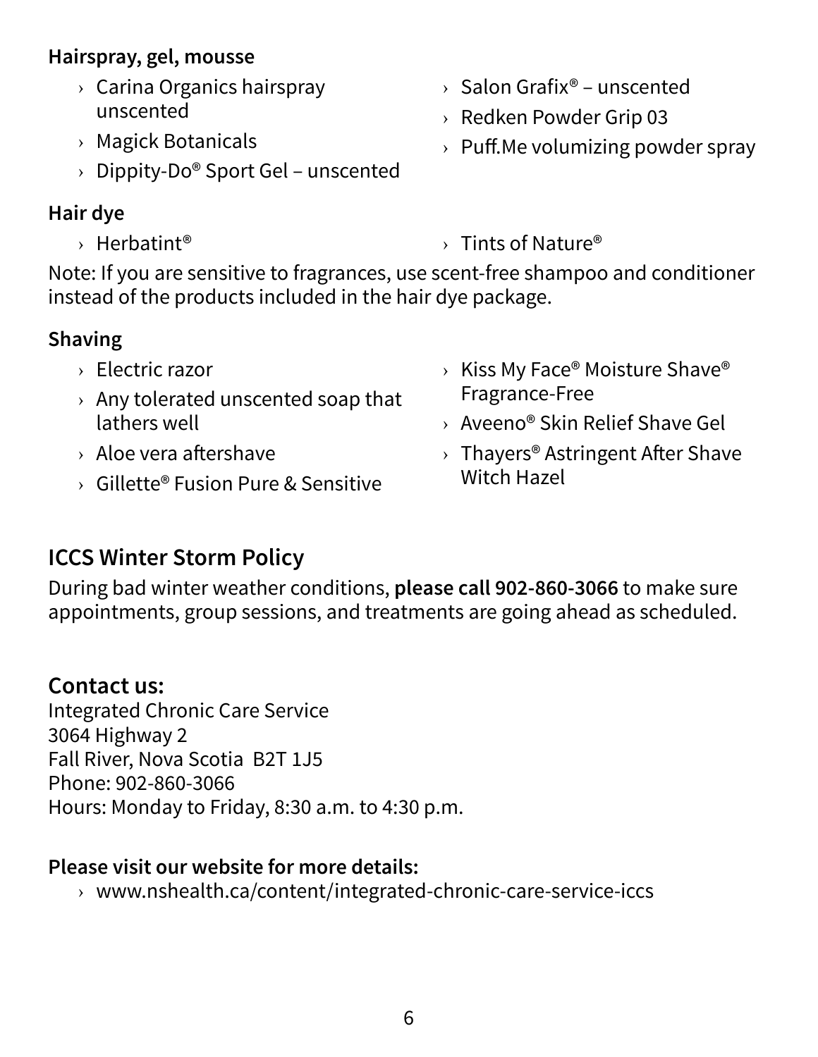**Hairspray, gel, mousse**

- Carina Organics hairspray unscented
- Magick Botanicals
- Dippity-Do® Sport Gel – unscented
- Salon Grafix® – unscented
- Redken Powder Grip 03
- Puff.Me volumizing powder spray

**Hair dye**

- Herbatint®
- Tints of Nature®

Note: If you are sensitive to fragrances, use scent-free shampoo and conditioner instead of the products included in the hair dye package.

**Shaving**

- Electric razor
- Any tolerated unscented soap that lathers well
- Aloe vera aftershave
- Gillette® Fusion Pure & Sensitive
- Kiss My Face® Moisture Shave® Fragrance-Free
- Aveeno® Skin Relief Shave Gel
- Thayers® Astringent After Shave Witch Hazel

## ICCS Winter Storm Policy

During bad winter weather conditions, **please call 902-860-3066** to make sure appointments, group sessions, and treatments are going ahead as scheduled.

## Contact us:

Integrated Chronic Care Service
3064 Highway 2
Fall River, Nova Scotia B2T 1J5
Phone: 902-860-3066
Hours: Monday to Friday, 8:30 a.m. to 4:30 p.m.

**Please visit our website for more details:**

- www.nshealth.ca/content/integrated-chronic-care-service-iccs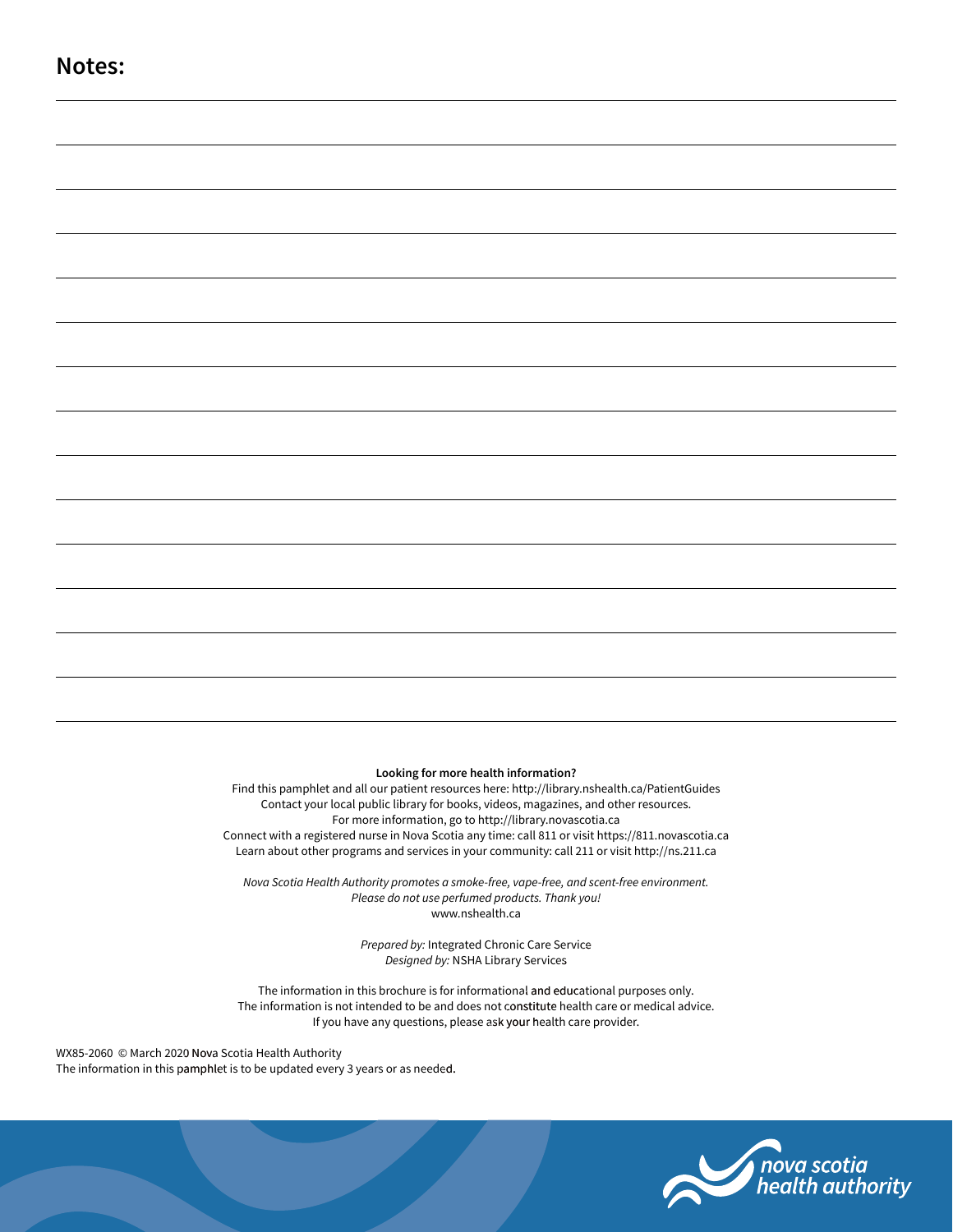## Notes:

**Looking for more health information?**

Find this pamphlet and all our patient resources here: http://library.nshealth.ca/PatientGuides
Contact your local public library for books, videos, magazines, and other resources.
For more information, go to http://library.novascotia.ca
Connect with a registered nurse in Nova Scotia any time: call 811 or visit https://811.novascotia.ca
Learn about other programs and services in your community: call 211 or visit http://ns.211.ca

*Nova Scotia Health Authority promotes a smoke-free, vape-free, and scent-free environment.*
*Please do not use perfumed products. Thank you!*
www.nshealth.ca

*Prepared by:* Integrated Chronic Care Service
*Designed by:* NSHA Library Services

The information in this brochure is for informational and educational purposes only.
The information is not intended to be and does not constitute health care or medical advice.
If you have any questions, please ask your health care provider.

WX85-2060 © March 2020 Nova Scotia Health Authority
The information in this pamphlet is to be updated every 3 years or as needed.

nova scotia health authority